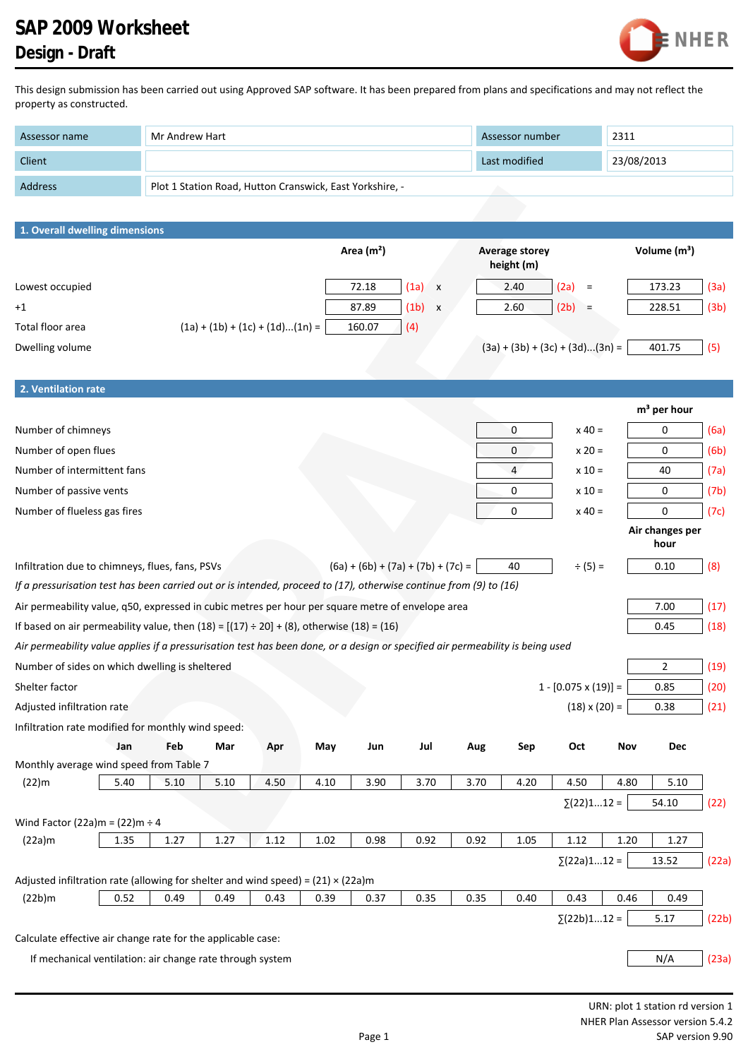# SAP 2009 Worksheet
## Design - Draft

This design submission has been carried out using Approved SAP software. It has been prepared from plans and specifications and may not reflect the property as constructed.

| | | | |
|---|---|---|---|
| Assessor name | Mr Andrew Hart | Assessor number | 2311 |
| Client | | Last modified | 23/08/2013 |
| Address | Plot 1 Station Road, Hutton Cranswick, East Yorkshire, - | | |

### 1. Overall dwelling dimensions

| | | Area (m²) | | | Average storey height (m) | | | Volume (m³) | |
|---|---|---|---|---|---|---|---|---|---|
| Lowest occupied | | 72.18 | (1a) | x | 2.40 | (2a) | = | 173.23 | (3a) |
| +1 | | 87.89 | (1b) | x | 2.60 | (2b) | = | 228.51 | (3b) |
| Total floor area | (1a) + (1b) + (1c) + (1d)...(1n) = | 160.07 | (4) | | | | | | |
| Dwelling volume | | | | | (3a) + (3b) + (3c) + (3d)...(3n) = | | | 401.75 | (5) |

### 2. Ventilation rate

| | | | m³ per hour | |
|---|---|---|---|---|
| Number of chimneys | 0 | x 40 = | 0 | (6a) |
| Number of open flues | 0 | x 20 = | 0 | (6b) |
| Number of intermittent fans | 4 | x 10 = | 40 | (7a) |
| Number of passive vents | 0 | x 10 = | 0 | (7b) |
| Number of flueless gas fires | 0 | x 40 = | 0 | (7c) |

| | | | | Air changes per hour | |
|---|---|---|---|---|---|
| Infiltration due to chimneys, flues, fans, PSVs | (6a) + (6b) + (7a) + (7b) + (7c) = | 40 | ÷ (5) = | 0.10 | (8) |

*If a pressurisation test has been carried out or is intended, proceed to (17), otherwise continue from (9) to (16)*

| | | | |
|---|---|---|---|
| Air permeability value, q50, expressed in cubic metres per hour per square metre of envelope area | | 7.00 | (17) |
| If based on air permeability value, then (18) = [(17) ÷ 20] + (8), otherwise (18) = (16) | | 0.45 | (18) |

*Air permeability value applies if a pressurisation test has been done, or a design or specified air permeability is being used*

| | | | |
|---|---|---|---|
| Number of sides on which dwelling is sheltered | | 2 | (19) |
| Shelter factor | 1 - [0.075 x (19)] = | 0.85 | (20) |
| Adjusted infiltration rate | (18) x (20) = | 0.38 | (21) |

Infiltration rate modified for monthly wind speed:

| | Jan | Feb | Mar | Apr | May | Jun | Jul | Aug | Sep | Oct | Nov | Dec |
|---|---|---|---|---|---|---|---|---|---|---|---|---|
| Monthly average wind speed from Table 7 | | | | | | | | | | | | |
| (22)m | 5.40 | 5.10 | 5.10 | 4.50 | 4.10 | 3.90 | 3.70 | 3.70 | 4.20 | 4.50 | 4.80 | 5.10 |

∑(22)1...12 = 54.10 (22)

Wind Factor (22a)m = (22)m ÷ 4

| | Jan | Feb | Mar | Apr | May | Jun | Jul | Aug | Sep | Oct | Nov | Dec |
|---|---|---|---|---|---|---|---|---|---|---|---|---|
| (22a)m | 1.35 | 1.27 | 1.27 | 1.12 | 1.02 | 0.98 | 0.92 | 0.92 | 1.05 | 1.12 | 1.20 | 1.27 |

∑(22a)1...12 = 13.52 (22a)

Adjusted infiltration rate (allowing for shelter and wind speed) = (21) × (22a)m

| | Jan | Feb | Mar | Apr | May | Jun | Jul | Aug | Sep | Oct | Nov | Dec |
|---|---|---|---|---|---|---|---|---|---|---|---|---|
| (22b)m | 0.52 | 0.49 | 0.49 | 0.43 | 0.39 | 0.37 | 0.35 | 0.35 | 0.40 | 0.43 | 0.46 | 0.49 |

∑(22b)1...12 = 5.17 (22b)

Calculate effective air change rate for the applicable case:

If mechanical ventilation: air change rate through system — N/A (23a)

URN: plot 1 station rd version 1
NHER Plan Assessor version 5.4.2
SAP version 9.90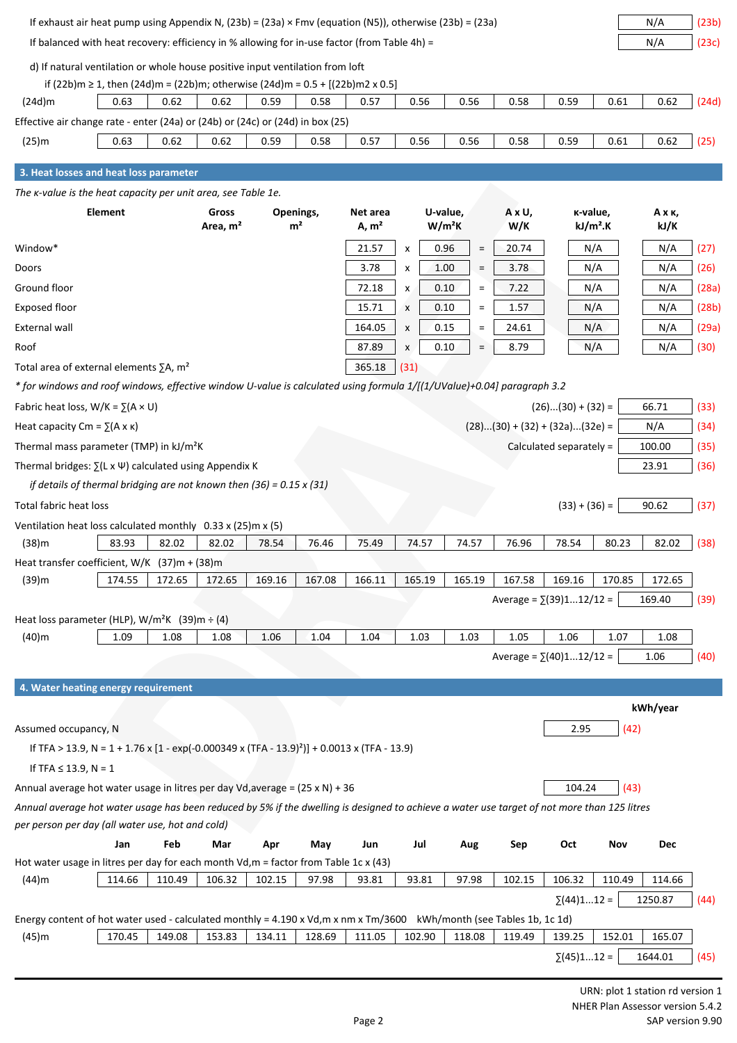If exhaust air heat pump using Appendix N, (23b) = (23a) × Fmv (equation (N5)), otherwise (23b) = (23a) | N/A | (23b)

If balanced with heat recovery: efficiency in % allowing for in-use factor (from Table 4h) = | N/A | (23c)

d) If natural ventilation or whole house positive input ventilation from loft

if (22b)m ≥ 1, then (24d)m = (22b)m; otherwise (24d)m = 0.5 + [(22b)m2 x 0.5]

| | Jan | Feb | Mar | Apr | May | Jun | Jul | Aug | Sep | Oct | Nov | Dec | |
|---|---|---|---|---|---|---|---|---|---|---|---|---|---|
| (24d)m | 0.63 | 0.62 | 0.62 | 0.59 | 0.58 | 0.57 | 0.56 | 0.56 | 0.58 | 0.59 | 0.61 | 0.62 | (24d) |

Effective air change rate - enter (24a) or (24b) or (24c) or (24d) in box (25)

| | Jan | Feb | Mar | Apr | May | Jun | Jul | Aug | Sep | Oct | Nov | Dec | |
|---|---|---|---|---|---|---|---|---|---|---|---|---|---|
| (25)m | 0.63 | 0.62 | 0.62 | 0.59 | 0.58 | 0.57 | 0.56 | 0.56 | 0.58 | 0.59 | 0.61 | 0.62 | (25) |

## 3. Heat losses and heat loss parameter

*The κ-value is the heat capacity per unit area, see Table 1e.*

| Element | Gross Area, m² | Openings, m² | Net area A, m² | | U-value, W/m²K | | A x U, W/K | κ-value, kJ/m².K | A x κ, kJ/K | |
|---|---|---|---|---|---|---|---|---|---|---|
| Window* | | | 21.57 | x | 0.96 | = | 20.74 | N/A | N/A | (27) |
| Doors | | | 3.78 | x | 1.00 | = | 3.78 | N/A | N/A | (26) |
| Ground floor | | | 72.18 | x | 0.10 | = | 7.22 | N/A | N/A | (28a) |
| Exposed floor | | | 15.71 | x | 0.10 | = | 1.57 | N/A | N/A | (28b) |
| External wall | | | 164.05 | x | 0.15 | = | 24.61 | N/A | N/A | (29a) |
| Roof | | | 87.89 | x | 0.10 | = | 8.79 | N/A | N/A | (30) |
| Total area of external elements ∑A, m² | | | 365.18 | (31) | | | | | | |

*\* for windows and roof windows, effective window U-value is calculated using formula 1/[(1/UValue)+0.04] paragraph 3.2*

Fabric heat loss, W/K = ∑(A × U) — (26)...(30) + (32) = | 66.71 | (33)

Heat capacity Cm = ∑(A x κ) — (28)...(30) + (32) + (32a)...(32e) = | N/A | (34)

Thermal mass parameter (TMP) in kJ/m²K — Calculated separately = | 100.00 | (35)

Thermal bridges: ∑(L x Ψ) calculated using Appendix K | 23.91 | (36)

*if details of thermal bridging are not known then (36) = 0.15 x (31)*

Total fabric heat loss — (33) + (36) = | 90.62 | (37)

Ventilation heat loss calculated monthly 0.33 x (25)m x (5)

| | Jan | Feb | Mar | Apr | May | Jun | Jul | Aug | Sep | Oct | Nov | Dec | |
|---|---|---|---|---|---|---|---|---|---|---|---|---|---|
| (38)m | 83.93 | 82.02 | 82.02 | 78.54 | 76.46 | 75.49 | 74.57 | 74.57 | 76.96 | 78.54 | 80.23 | 82.02 | (38) |

Heat transfer coefficient, W/K (37)m + (38)m

| | Jan | Feb | Mar | Apr | May | Jun | Jul | Aug | Sep | Oct | Nov | Dec |
|---|---|---|---|---|---|---|---|---|---|---|---|---|
| (39)m | 174.55 | 172.65 | 172.65 | 169.16 | 167.08 | 166.11 | 165.19 | 165.19 | 167.58 | 169.16 | 170.85 | 172.65 |

Average = ∑(39)1...12/12 = | 169.40 | (39)

Heat loss parameter (HLP), W/m²K (39)m ÷ (4)

| | Jan | Feb | Mar | Apr | May | Jun | Jul | Aug | Sep | Oct | Nov | Dec |
|---|---|---|---|---|---|---|---|---|---|---|---|---|
| (40)m | 1.09 | 1.08 | 1.08 | 1.06 | 1.04 | 1.04 | 1.03 | 1.03 | 1.05 | 1.06 | 1.07 | 1.08 |

Average = ∑(40)1...12/12 = | 1.06 | (40)

## 4. Water heating energy requirement

kWh/year

Assumed occupancy, N | 2.95 | (42)

If TFA > 13.9, N = 1 + 1.76 x [1 - exp(-0.000349 x (TFA - 13.9)²)] + 0.0013 x (TFA - 13.9)

If TFA ≤ 13.9, N = 1

Annual average hot water usage in litres per day Vd,average = (25 x N) + 36 | 104.24 | (43)

*Annual average hot water usage has been reduced by 5% if the dwelling is designed to achieve a water use target of not more than 125 litres per person per day (all water use, hot and cold)*

Hot water usage in litres per day for each month Vd,m = factor from Table 1c x (43)

| | Jan | Feb | Mar | Apr | May | Jun | Jul | Aug | Sep | Oct | Nov | Dec |
|---|---|---|---|---|---|---|---|---|---|---|---|---|
| (44)m | 114.66 | 110.49 | 106.32 | 102.15 | 97.98 | 93.81 | 93.81 | 97.98 | 102.15 | 106.32 | 110.49 | 114.66 |

∑(44)1...12 = | 1250.87 | (44)

Energy content of hot water used - calculated monthly = 4.190 x Vd,m x nm x Tm/3600 kWh/month (see Tables 1b, 1c 1d)

| | Jan | Feb | Mar | Apr | May | Jun | Jul | Aug | Sep | Oct | Nov | Dec |
|---|---|---|---|---|---|---|---|---|---|---|---|---|
| (45)m | 170.45 | 149.08 | 153.83 | 134.11 | 128.69 | 111.05 | 102.90 | 118.08 | 119.49 | 139.25 | 152.01 | 165.07 |

∑(45)1...12 = | 1644.01 | (45)

URN: plot 1 station rd version 1
NHER Plan Assessor version 5.4.2
SAP version 9.90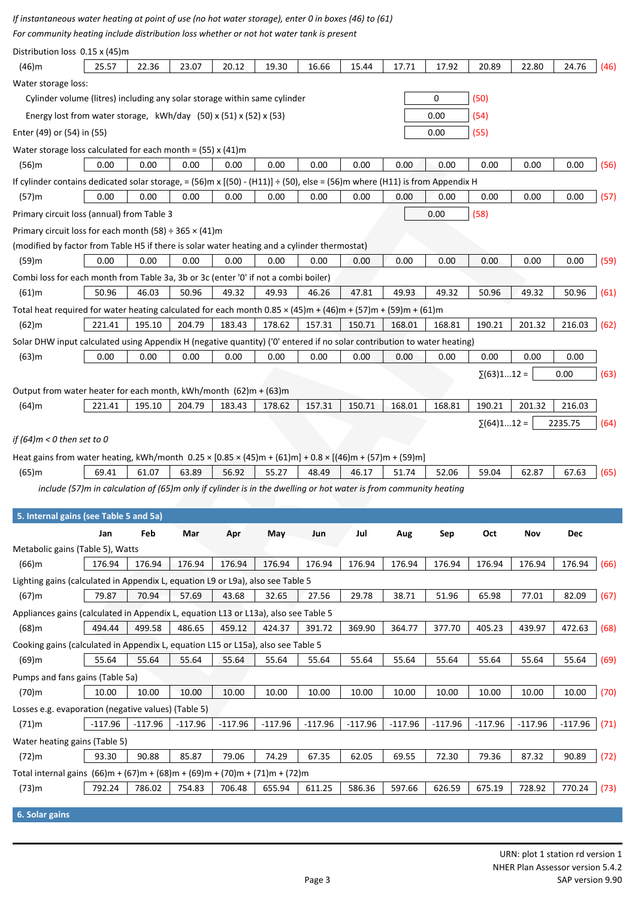*If instantaneous water heating at point of use (no hot water storage), enter 0 in boxes (46) to (61)*

*For community heating include distribution loss whether or not hot water tank is present*

Distribution loss 0.15 x (45)m

| | | | | | | | | | | | | | |
|---|---|---|---|---|---|---|---|---|---|---|---|---|---|
| (46)m | 25.57 | 22.36 | 23.07 | 20.12 | 19.30 | 16.66 | 15.44 | 17.71 | 17.92 | 20.89 | 22.80 | 24.76 | (46) |

Water storage loss:

| | | |
|---|---|---|
| Cylinder volume (litres) including any solar storage within same cylinder | 0 | (50) |
| Energy lost from water storage, kWh/day (50) x (51) x (52) x (53) | 0.00 | (54) |
| Enter (49) or (54) in (55) | 0.00 | (55) |

Water storage loss calculated for each month = (55) x (41)m

| | | | | | | | | | | | | | |
|---|---|---|---|---|---|---|---|---|---|---|---|---|---|
| (56)m | 0.00 | 0.00 | 0.00 | 0.00 | 0.00 | 0.00 | 0.00 | 0.00 | 0.00 | 0.00 | 0.00 | 0.00 | (56) |

If cylinder contains dedicated solar storage, = (56)m x [(50) - (H11)] ÷ (50), else = (56)m where (H11) is from Appendix H

| | | | | | | | | | | | | | |
|---|---|---|---|---|---|---|---|---|---|---|---|---|---|
| (57)m | 0.00 | 0.00 | 0.00 | 0.00 | 0.00 | 0.00 | 0.00 | 0.00 | 0.00 | 0.00 | 0.00 | 0.00 | (57) |

| | | |
|---|---|---|
| Primary circuit loss (annual) from Table 3 | 0.00 | (58) |

Primary circuit loss for each month (58) ÷ 365 × (41)m

(modified by factor from Table H5 if there is solar water heating and a cylinder thermostat)

| | | | | | | | | | | | | | |
|---|---|---|---|---|---|---|---|---|---|---|---|---|---|
| (59)m | 0.00 | 0.00 | 0.00 | 0.00 | 0.00 | 0.00 | 0.00 | 0.00 | 0.00 | 0.00 | 0.00 | 0.00 | (59) |

Combi loss for each month from Table 3a, 3b or 3c (enter '0' if not a combi boiler)

| | | | | | | | | | | | | | |
|---|---|---|---|---|---|---|---|---|---|---|---|---|---|
| (61)m | 50.96 | 46.03 | 50.96 | 49.32 | 49.93 | 46.26 | 47.81 | 49.93 | 49.32 | 50.96 | 49.32 | 50.96 | (61) |

Total heat required for water heating calculated for each month 0.85 × (45)m + (46)m + (57)m + (59)m + (61)m

| | | | | | | | | | | | | | |
|---|---|---|---|---|---|---|---|---|---|---|---|---|---|
| (62)m | 221.41 | 195.10 | 204.79 | 183.43 | 178.62 | 157.31 | 150.71 | 168.01 | 168.81 | 190.21 | 201.32 | 216.03 | (62) |

Solar DHW input calculated using Appendix H (negative quantity) ('0' entered if no solar contribution to water heating)

| | | | | | | | | | | | | | |
|---|---|---|---|---|---|---|---|---|---|---|---|---|---|
| (63)m | 0.00 | 0.00 | 0.00 | 0.00 | 0.00 | 0.00 | 0.00 | 0.00 | 0.00 | 0.00 | 0.00 | 0.00 | |
| | | | | | | | | | | | ∑(63)1...12 = | 0.00 | (63) |

Output from water heater for each month, kWh/month (62)m + (63)m

| | | | | | | | | | | | | | |
|---|---|---|---|---|---|---|---|---|---|---|---|---|---|
| (64)m | 221.41 | 195.10 | 204.79 | 183.43 | 178.62 | 157.31 | 150.71 | 168.01 | 168.81 | 190.21 | 201.32 | 216.03 | |
| | | | | | | | | | | | ∑(64)1...12 = | 2235.75 | (64) |

*if (64)m < 0 then set to 0*

Heat gains from water heating, kWh/month 0.25 × [0.85 × (45)m + (61)m] + 0.8 × [(46)m + (57)m + (59)m]

| | | | | | | | | | | | | | |
|---|---|---|---|---|---|---|---|---|---|---|---|---|---|
| (65)m | 69.41 | 61.07 | 63.89 | 56.92 | 55.27 | 48.49 | 46.17 | 51.74 | 52.06 | 59.04 | 62.87 | 67.63 | (65) |

*include (57)m in calculation of (65)m only if cylinder is in the dwelling or hot water is from community heating*

## 5. Internal gains (see Table 5 and 5a)

| | Jan | Feb | Mar | Apr | May | Jun | Jul | Aug | Sep | Oct | Nov | Dec | |
|---|---|---|---|---|---|---|---|---|---|---|---|---|---|
| Metabolic gains (Table 5), Watts | | | | | | | | | | | | | |
| (66)m | 176.94 | 176.94 | 176.94 | 176.94 | 176.94 | 176.94 | 176.94 | 176.94 | 176.94 | 176.94 | 176.94 | 176.94 | (66) |
| Lighting gains (calculated in Appendix L, equation L9 or L9a), also see Table 5 | | | | | | | | | | | | | |
| (67)m | 79.87 | 70.94 | 57.69 | 43.68 | 32.65 | 27.56 | 29.78 | 38.71 | 51.96 | 65.98 | 77.01 | 82.09 | (67) |
| Appliances gains (calculated in Appendix L, equation L13 or L13a), also see Table 5 | | | | | | | | | | | | | |
| (68)m | 494.44 | 499.58 | 486.65 | 459.12 | 424.37 | 391.72 | 369.90 | 364.77 | 377.70 | 405.23 | 439.97 | 472.63 | (68) |
| Cooking gains (calculated in Appendix L, equation L15 or L15a), also see Table 5 | | | | | | | | | | | | | |
| (69)m | 55.64 | 55.64 | 55.64 | 55.64 | 55.64 | 55.64 | 55.64 | 55.64 | 55.64 | 55.64 | 55.64 | 55.64 | (69) |
| Pumps and fans gains (Table 5a) | | | | | | | | | | | | | |
| (70)m | 10.00 | 10.00 | 10.00 | 10.00 | 10.00 | 10.00 | 10.00 | 10.00 | 10.00 | 10.00 | 10.00 | 10.00 | (70) |
| Losses e.g. evaporation (negative values) (Table 5) | | | | | | | | | | | | | |
| (71)m | -117.96 | -117.96 | -117.96 | -117.96 | -117.96 | -117.96 | -117.96 | -117.96 | -117.96 | -117.96 | -117.96 | -117.96 | (71) |
| Water heating gains (Table 5) | | | | | | | | | | | | | |
| (72)m | 93.30 | 90.88 | 85.87 | 79.06 | 74.29 | 67.35 | 62.05 | 69.55 | 72.30 | 79.36 | 87.32 | 90.89 | (72) |
| Total internal gains (66)m + (67)m + (68)m + (69)m + (70)m + (71)m + (72)m | | | | | | | | | | | | | |
| (73)m | 792.24 | 786.02 | 754.83 | 706.48 | 655.94 | 611.25 | 586.36 | 597.66 | 626.59 | 675.19 | 728.92 | 770.24 | (73) |

## 6. Solar gains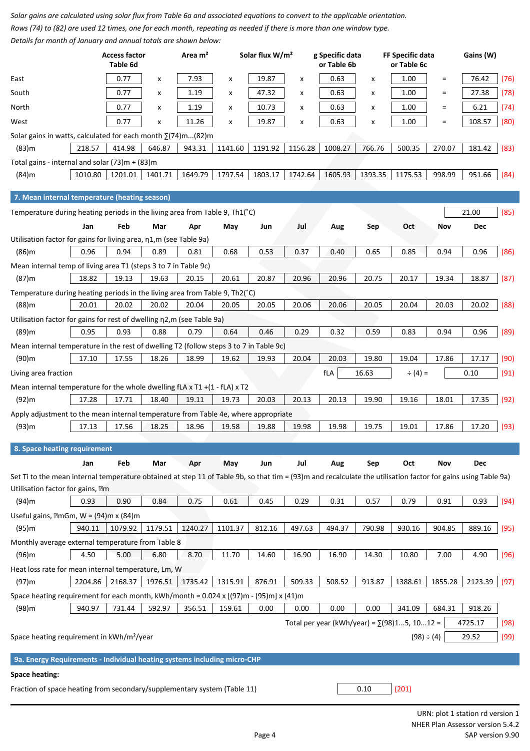*Solar gains are calculated using solar flux from Table 6a and associated equations to convert to the applicable orientation.*
*Rows (74) to (82) are used 12 times, one for each month, repeating as needed if there is more than one window type.*
*Details for month of January and annual totals are shown below:*

| | Access factor Table 6d | | Area m² | | Solar flux W/m² | | g Specific data or Table 6b | | FF Specific data or Table 6c | | Gains (W) | |
|---|---|---|---|---|---|---|---|---|---|---|---|---|
| East | 0.77 | x | 7.93 | x | 19.87 | x | 0.63 | x | 1.00 | = | 76.42 | (76) |
| South | 0.77 | x | 1.19 | x | 47.32 | x | 0.63 | x | 1.00 | = | 27.38 | (78) |
| North | 0.77 | x | 1.19 | x | 10.73 | x | 0.63 | x | 1.00 | = | 6.21 | (74) |
| West | 0.77 | x | 11.26 | x | 19.87 | x | 0.63 | x | 1.00 | = | 108.57 | (80) |

Solar gains in watts, calculated for each month ∑(74)m...(82)m

| (83)m | 218.57 | 414.98 | 646.87 | 943.31 | 1141.60 | 1191.92 | 1156.28 | 1008.27 | 766.76 | 500.35 | 270.07 | 181.42 | (83) |
|---|---|---|---|---|---|---|---|---|---|---|---|---|---|

Total gains - internal and solar (73)m + (83)m

| (84)m | 1010.80 | 1201.01 | 1401.71 | 1649.79 | 1797.54 | 1803.17 | 1742.64 | 1605.93 | 1393.35 | 1175.53 | 998.99 | 951.66 | (84) |
|---|---|---|---|---|---|---|---|---|---|---|---|---|---|

## 7. Mean internal temperature (heating season)

Temperature during heating periods in the living area from Table 9, Th1(˚C) — 21.00 (85)

| | Jan | Feb | Mar | Apr | May | Jun | Jul | Aug | Sep | Oct | Nov | Dec | |
|---|---|---|---|---|---|---|---|---|---|---|---|---|---|
| Utilisation factor for gains for living area, η1,m (see Table 9a) | | | | | | | | | | | | | |
| (86)m | 0.96 | 0.94 | 0.89 | 0.81 | 0.68 | 0.53 | 0.37 | 0.40 | 0.65 | 0.85 | 0.94 | 0.96 | (86) |
| Mean internal temp of living area T1 (steps 3 to 7 in Table 9c) | | | | | | | | | | | | | |
| (87)m | 18.82 | 19.13 | 19.63 | 20.15 | 20.61 | 20.87 | 20.96 | 20.96 | 20.75 | 20.17 | 19.34 | 18.87 | (87) |
| Temperature during heating periods in the living area from Table 9, Th2(˚C) | | | | | | | | | | | | | |
| (88)m | 20.01 | 20.02 | 20.02 | 20.04 | 20.05 | 20.05 | 20.06 | 20.06 | 20.05 | 20.04 | 20.03 | 20.02 | (88) |
| Utilisation factor for gains for rest of dwelling η2,m (see Table 9a) | | | | | | | | | | | | | |
| (89)m | 0.95 | 0.93 | 0.88 | 0.79 | 0.64 | 0.46 | 0.29 | 0.32 | 0.59 | 0.83 | 0.94 | 0.96 | (89) |
| Mean internal temperature in the rest of dwelling T2 (follow steps 3 to 7 in Table 9c) | | | | | | | | | | | | | |
| (90)m | 17.10 | 17.55 | 18.26 | 18.99 | 19.62 | 19.93 | 20.04 | 20.03 | 19.80 | 19.04 | 17.86 | 17.17 | (90) |

Living area fraction — fLA 16.63 ÷ (4) = 0.10 (91)

| | Jan | Feb | Mar | Apr | May | Jun | Jul | Aug | Sep | Oct | Nov | Dec | |
|---|---|---|---|---|---|---|---|---|---|---|---|---|---|
| Mean internal temperature for the whole dwelling fLA x T1 +(1 - fLA) x T2 | | | | | | | | | | | | | |
| (92)m | 17.28 | 17.71 | 18.40 | 19.11 | 19.73 | 20.03 | 20.13 | 20.13 | 19.90 | 19.16 | 18.01 | 17.35 | (92) |
| Apply adjustment to the mean internal temperature from Table 4e, where appropriate | | | | | | | | | | | | | |
| (93)m | 17.13 | 17.56 | 18.25 | 18.96 | 19.58 | 19.88 | 19.98 | 19.98 | 19.75 | 19.01 | 17.86 | 17.20 | (93) |

## 8. Space heating requirement

Set Ti to the mean internal temperature obtained at step 11 of Table 9b, so that tim = (93)m and recalculate the utilisation factor for gains using Table 9a)

| | Jan | Feb | Mar | Apr | May | Jun | Jul | Aug | Sep | Oct | Nov | Dec | |
|---|---|---|---|---|---|---|---|---|---|---|---|---|---|
| Utilisation factor for gains, ηm | | | | | | | | | | | | | |
| (94)m | 0.93 | 0.90 | 0.84 | 0.75 | 0.61 | 0.45 | 0.29 | 0.31 | 0.57 | 0.79 | 0.91 | 0.93 | (94) |
| Useful gains, ηmGm, W = (94)m x (84)m | | | | | | | | | | | | | |
| (95)m | 940.11 | 1079.92 | 1179.51 | 1240.27 | 1101.37 | 812.16 | 497.63 | 494.37 | 790.98 | 930.16 | 904.85 | 889.16 | (95) |
| Monthly average external temperature from Table 8 | | | | | | | | | | | | | |
| (96)m | 4.50 | 5.00 | 6.80 | 8.70 | 11.70 | 14.60 | 16.90 | 16.90 | 14.30 | 10.80 | 7.00 | 4.90 | (96) |
| Heat loss rate for mean internal temperature, Lm, W | | | | | | | | | | | | | |
| (97)m | 2204.86 | 2168.37 | 1976.51 | 1735.42 | 1315.91 | 876.91 | 509.33 | 508.52 | 913.87 | 1388.61 | 1855.28 | 2123.39 | (97) |
| Space heating requirement for each month, kWh/month = 0.024 x [(97)m - (95)m] x (41)m | | | | | | | | | | | | | |
| (98)m | 940.97 | 731.44 | 592.97 | 356.51 | 159.61 | 0.00 | 0.00 | 0.00 | 0.00 | 341.09 | 684.31 | 918.26 | |

Total per year (kWh/year) = ∑(98)1...5, 10...12 = 4725.17 (98)

Space heating requirement in kWh/m²/year — (98) ÷ (4) 29.52 (99)

## 9a. Energy Requirements - Individual heating systems including micro-CHP

**Space heating:**

Fraction of space heating from secondary/supplementary system (Table 11) — 0.10 (201)

URN: plot 1 station rd version 1
NHER Plan Assessor version 5.4.2
SAP version 9.90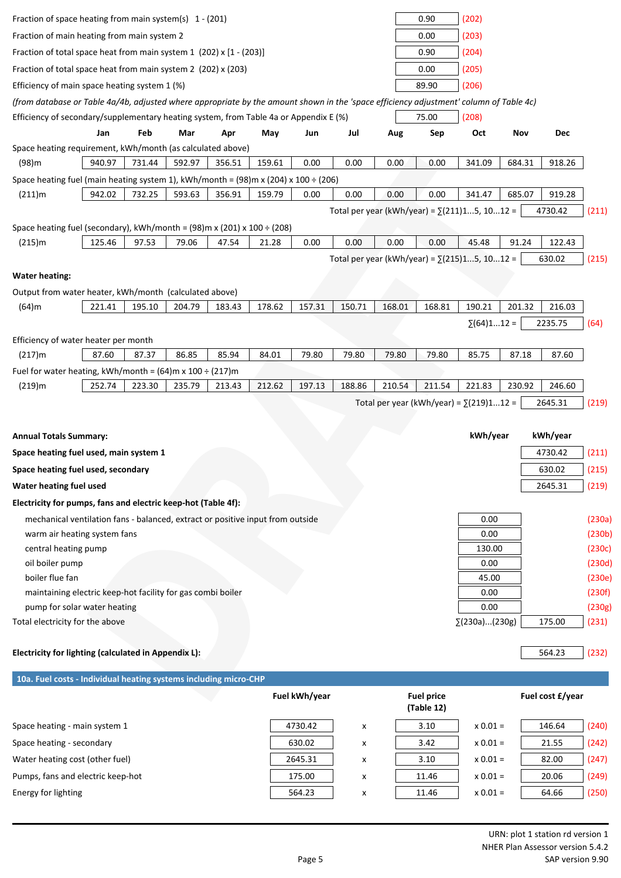| | | |
|---|---|---|
| Fraction of space heating from main system(s) 1 - (201) | 0.90 | (202) |
| Fraction of main heating from main system 2 | 0.00 | (203) |
| Fraction of total space heat from main system 1 (202) x [1 - (203)] | 0.90 | (204) |
| Fraction of total space heat from main system 2 (202) x (203) | 0.00 | (205) |
| Efficiency of main space heating system 1 (%) | 89.90 | (206) |

*(from database or Table 4a/4b, adjusted where appropriate by the amount shown in the 'space efficiency adjustment' column of Table 4c)*

| | | |
|---|---|---|
| Efficiency of secondary/supplementary heating system, from Table 4a or Appendix E (%) | 75.00 | (208) |

| | Jan | Feb | Mar | Apr | May | Jun | Jul | Aug | Sep | Oct | Nov | Dec | |
|---|---|---|---|---|---|---|---|---|---|---|---|---|---|
| Space heating requirement, kWh/month (as calculated above) | | | | | | | | | | | | | |
| (98)m | 940.97 | 731.44 | 592.97 | 356.51 | 159.61 | 0.00 | 0.00 | 0.00 | 0.00 | 341.09 | 684.31 | 918.26 | |
| Space heating fuel (main heating system 1), kWh/month = (98)m x (204) x 100 ÷ (206) | | | | | | | | | | | | | |
| (211)m | 942.02 | 732.25 | 593.63 | 356.91 | 159.79 | 0.00 | 0.00 | 0.00 | 0.00 | 341.47 | 685.07 | 919.28 | |
| Total per year (kWh/year) = ∑(211)1...5, 10...12 = | | | | | | | | | | | | 4730.42 | (211) |
| Space heating fuel (secondary), kWh/month = (98)m x (201) x 100 ÷ (208) | | | | | | | | | | | | | |
| (215)m | 125.46 | 97.53 | 79.06 | 47.54 | 21.28 | 0.00 | 0.00 | 0.00 | 0.00 | 45.48 | 91.24 | 122.43 | |
| Total per year (kWh/year) = ∑(215)1...5, 10...12 = | | | | | | | | | | | | 630.02 | (215) |

**Water heating:**

| | Jan | Feb | Mar | Apr | May | Jun | Jul | Aug | Sep | Oct | Nov | Dec | |
|---|---|---|---|---|---|---|---|---|---|---|---|---|---|
| Output from water heater, kWh/month (calculated above) | | | | | | | | | | | | | |
| (64)m | 221.41 | 195.10 | 204.79 | 183.43 | 178.62 | 157.31 | 150.71 | 168.01 | 168.81 | 190.21 | 201.32 | 216.03 | |
| ∑(64)1...12 = | | | | | | | | | | | | 2235.75 | (64) |
| Efficiency of water heater per month | | | | | | | | | | | | | |
| (217)m | 87.60 | 87.37 | 86.85 | 85.94 | 84.01 | 79.80 | 79.80 | 79.80 | 79.80 | 85.75 | 87.18 | 87.60 | |
| Fuel for water heating, kWh/month = (64)m x 100 ÷ (217)m | | | | | | | | | | | | | |
| (219)m | 252.74 | 223.30 | 235.79 | 213.43 | 212.62 | 197.13 | 188.86 | 210.54 | 211.54 | 221.83 | 230.92 | 246.60 | |
| Total per year (kWh/year) = ∑(219)1...12 = | | | | | | | | | | | | 2645.31 | (219) |

| **Annual Totals Summary:** | **kWh/year** | **kWh/year** | |
|---|---|---|---|
| **Space heating fuel used, main system 1** | | 4730.42 | (211) |
| **Space heating fuel used, secondary** | | 630.02 | (215) |
| **Water heating fuel used** | | 2645.31 | (219) |
| **Electricity for pumps, fans and electric keep-hot (Table 4f):** | | | |
| mechanical ventilation fans - balanced, extract or positive input from outside | 0.00 | | (230a) |
| warm air heating system fans | 0.00 | | (230b) |
| central heating pump | 130.00 | | (230c) |
| oil boiler pump | 0.00 | | (230d) |
| boiler flue fan | 45.00 | | (230e) |
| maintaining electric keep-hot facility for gas combi boiler | 0.00 | | (230f) |
| pump for solar water heating | 0.00 | | (230g) |
| Total electricity for the above | ∑(230a)...(230g) | 175.00 | (231) |
| **Electricity for lighting (calculated in Appendix L):** | | 564.23 | (232) |

## 10a. Fuel costs - Individual heating systems including micro-CHP

| | Fuel kWh/year | | Fuel price (Table 12) | | Fuel cost £/year | |
|---|---|---|---|---|---|---|
| Space heating - main system 1 | 4730.42 | x | 3.10 | x 0.01 = | 146.64 | (240) |
| Space heating - secondary | 630.02 | x | 3.42 | x 0.01 = | 21.55 | (242) |
| Water heating cost (other fuel) | 2645.31 | x | 3.10 | x 0.01 = | 82.00 | (247) |
| Pumps, fans and electric keep-hot | 175.00 | x | 11.46 | x 0.01 = | 20.06 | (249) |
| Energy for lighting | 564.23 | x | 11.46 | x 0.01 = | 64.66 | (250) |

URN: plot 1 station rd version 1
NHER Plan Assessor version 5.4.2
SAP version 9.90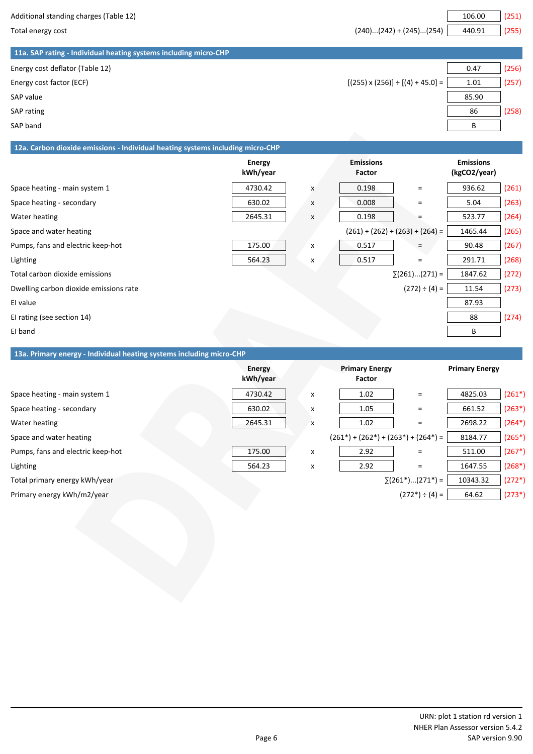| | | | |
|---|---|---|---|
| Additional standing charges (Table 12) | | 106.00 | (251) |
| Total energy cost | (240)...(242) + (245)...(254) | 440.91 | (255) |

## 11a. SAP rating - Individual heating systems including micro-CHP

| | | | |
|---|---|---|---|
| Energy cost deflator (Table 12) | | 0.47 | (256) |
| Energy cost factor (ECF) | [(255) x (256)] ÷ [(4) + 45.0] = | 1.01 | (257) |
| SAP value | | 85.90 | |
| SAP rating | | 86 | (258) |
| SAP band | | B | |

## 12a. Carbon dioxide emissions - Individual heating systems including micro-CHP

| | Energy kWh/year | | Emissions Factor | | Emissions (kgCO2/year) | |
|---|---|---|---|---|---|---|
| Space heating - main system 1 | 4730.42 | x | 0.198 | = | 936.62 | (261) |
| Space heating - secondary | 630.02 | x | 0.008 | = | 5.04 | (263) |
| Water heating | 2645.31 | x | 0.198 | = | 523.77 | (264) |
| Space and water heating | | | (261) + (262) + (263) + (264) = | | 1465.44 | (265) |
| Pumps, fans and electric keep-hot | 175.00 | x | 0.517 | = | 90.48 | (267) |
| Lighting | 564.23 | x | 0.517 | = | 291.71 | (268) |
| Total carbon dioxide emissions | | | ∑(261)...(271) = | | 1847.62 | (272) |
| Dwelling carbon dioxide emissions rate | | | (272) ÷ (4) = | | 11.54 | (273) |
| EI value | | | | | 87.93 | |
| EI rating (see section 14) | | | | | 88 | (274) |
| EI band | | | | | B | |

## 13a. Primary energy - Individual heating systems including micro-CHP

| | Energy kWh/year | | Primary Energy Factor | | Primary Energy | |
|---|---|---|---|---|---|---|
| Space heating - main system 1 | 4730.42 | x | 1.02 | = | 4825.03 | (261*) |
| Space heating - secondary | 630.02 | x | 1.05 | = | 661.52 | (263*) |
| Water heating | 2645.31 | x | 1.02 | = | 2698.22 | (264*) |
| Space and water heating | | | (261*) + (262*) + (263*) + (264*) = | | 8184.77 | (265*) |
| Pumps, fans and electric keep-hot | 175.00 | x | 2.92 | = | 511.00 | (267*) |
| Lighting | 564.23 | x | 2.92 | = | 1647.55 | (268*) |
| Total primary energy kWh/year | | | ∑(261*)...(271*) = | | 10343.32 | (272*) |
| Primary energy kWh/m2/year | | | (272*) ÷ (4) = | | 64.62 | (273*) |

URN: plot 1 station rd version 1
NHER Plan Assessor version 5.4.2
SAP version 9.90